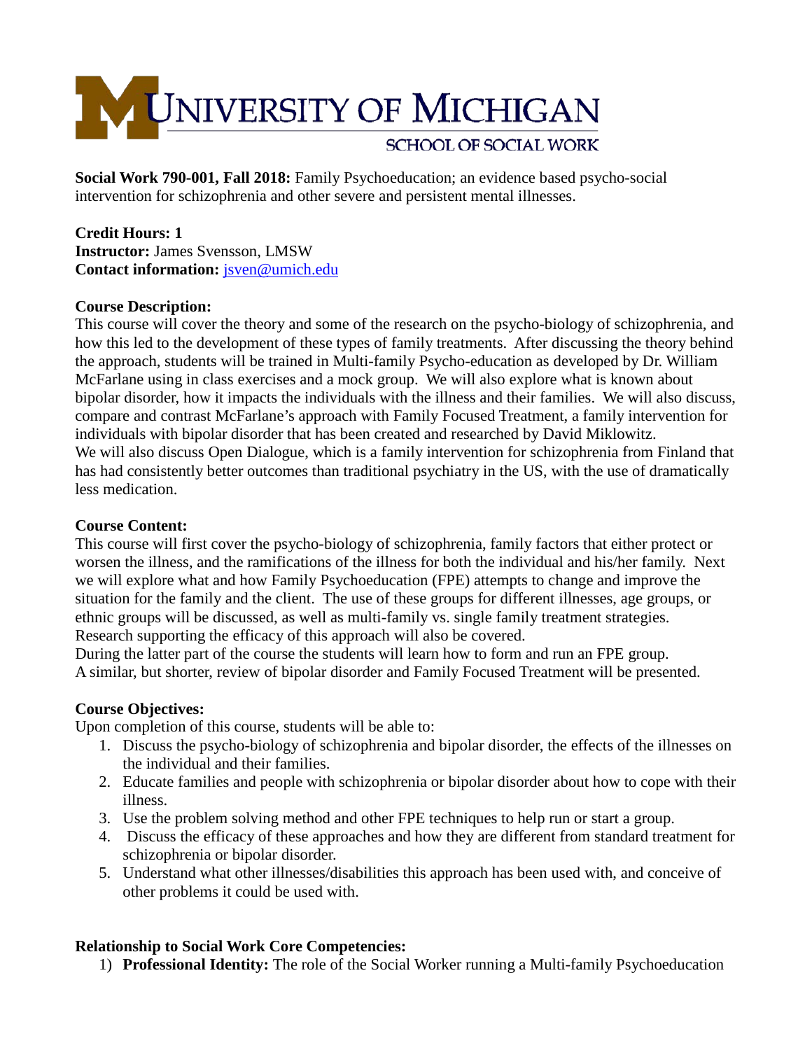# UNIVERSITY OF MICHIGAN

## SCHOOL OF SOCIAL WORK

**Social Work 790-001, Fall 2018:** Family Psychoeducation; an evidence based psycho-social intervention for schizophrenia and other severe and persistent mental illnesses.

**Credit Hours: 1**
**Instructor:** James Svensson, LMSW
**Contact information:** jsven@umich.edu

**Course Description:**
This course will cover the theory and some of the research on the psycho-biology of schizophrenia, and how this led to the development of these types of family treatments. After discussing the theory behind the approach, students will be trained in Multi-family Psycho-education as developed by Dr. William McFarlane using in class exercises and a mock group. We will also explore what is known about bipolar disorder, how it impacts the individuals with the illness and their families. We will also discuss, compare and contrast McFarlane's approach with Family Focused Treatment, a family intervention for individuals with bipolar disorder that has been created and researched by David Miklowitz.
We will also discuss Open Dialogue, which is a family intervention for schizophrenia from Finland that has had consistently better outcomes than traditional psychiatry in the US, with the use of dramatically less medication.

**Course Content:**
This course will first cover the psycho-biology of schizophrenia, family factors that either protect or worsen the illness, and the ramifications of the illness for both the individual and his/her family. Next we will explore what and how Family Psychoeducation (FPE) attempts to change and improve the situation for the family and the client. The use of these groups for different illnesses, age groups, or ethnic groups will be discussed, as well as multi-family vs. single family treatment strategies. Research supporting the efficacy of this approach will also be covered.
During the latter part of the course the students will learn how to form and run an FPE group.
A similar, but shorter, review of bipolar disorder and Family Focused Treatment will be presented.

**Course Objectives:**
Upon completion of this course, students will be able to:

1. Discuss the psycho-biology of schizophrenia and bipolar disorder, the effects of the illnesses on the individual and their families.
2. Educate families and people with schizophrenia or bipolar disorder about how to cope with their illness.
3. Use the problem solving method and other FPE techniques to help run or start a group.
4. Discuss the efficacy of these approaches and how they are different from standard treatment for schizophrenia or bipolar disorder.
5. Understand what other illnesses/disabilities this approach has been used with, and conceive of other problems it could be used with.

**Relationship to Social Work Core Competencies:**

1) **Professional Identity:** The role of the Social Worker running a Multi-family Psychoeducation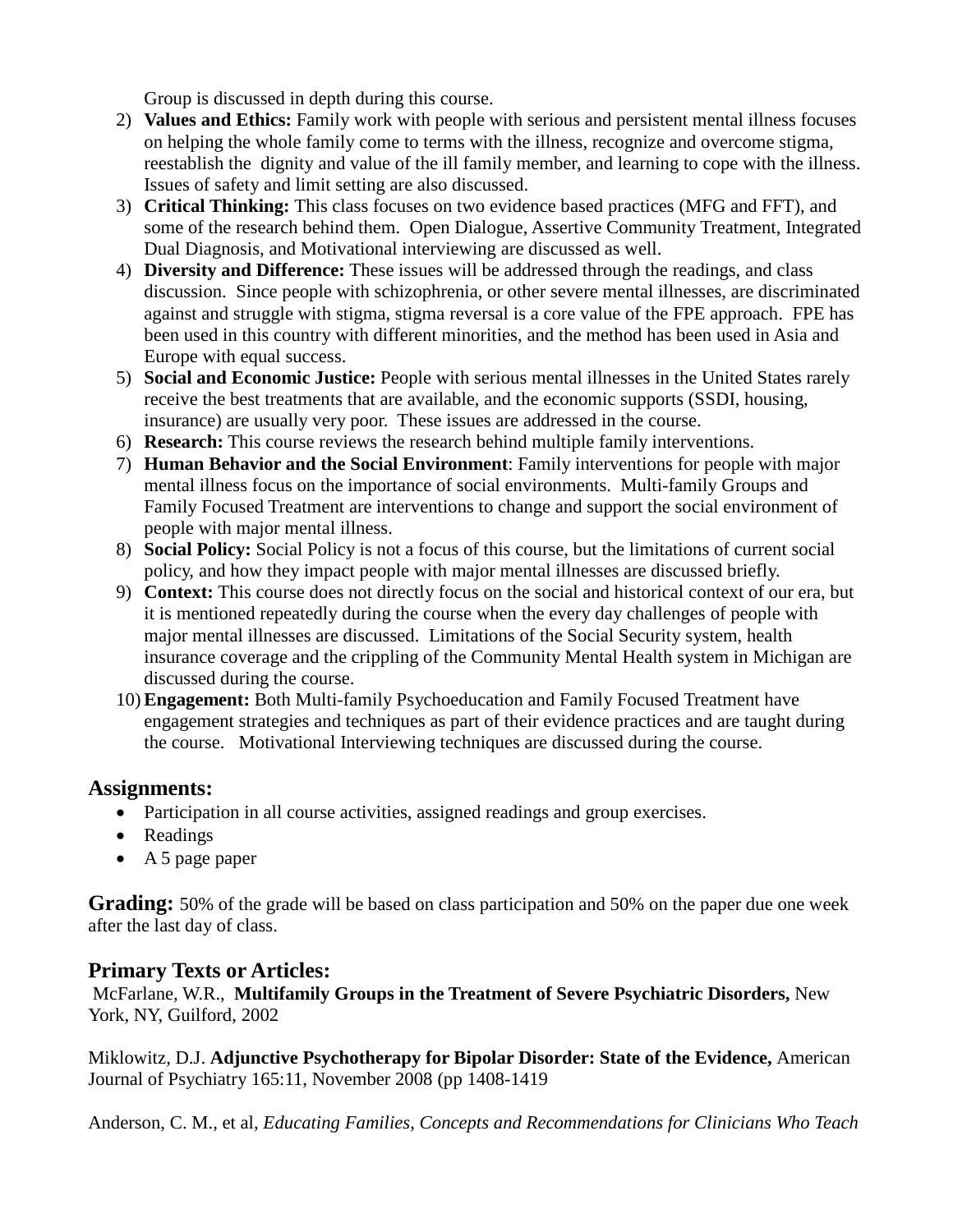Group is discussed in depth during this course.

2) **Values and Ethics:** Family work with people with serious and persistent mental illness focuses on helping the whole family come to terms with the illness, recognize and overcome stigma, reestablish the dignity and value of the ill family member, and learning to cope with the illness. Issues of safety and limit setting are also discussed.
3) **Critical Thinking:** This class focuses on two evidence based practices (MFG and FFT), and some of the research behind them. Open Dialogue, Assertive Community Treatment, Integrated Dual Diagnosis, and Motivational interviewing are discussed as well.
4) **Diversity and Difference:** These issues will be addressed through the readings, and class discussion. Since people with schizophrenia, or other severe mental illnesses, are discriminated against and struggle with stigma, stigma reversal is a core value of the FPE approach. FPE has been used in this country with different minorities, and the method has been used in Asia and Europe with equal success.
5) **Social and Economic Justice:** People with serious mental illnesses in the United States rarely receive the best treatments that are available, and the economic supports (SSDI, housing, insurance) are usually very poor. These issues are addressed in the course.
6) **Research:** This course reviews the research behind multiple family interventions.
7) **Human Behavior and the Social Environment**: Family interventions for people with major mental illness focus on the importance of social environments. Multi-family Groups and Family Focused Treatment are interventions to change and support the social environment of people with major mental illness.
8) **Social Policy:** Social Policy is not a focus of this course, but the limitations of current social policy, and how they impact people with major mental illnesses are discussed briefly.
9) **Context:** This course does not directly focus on the social and historical context of our era, but it is mentioned repeatedly during the course when the every day challenges of people with major mental illnesses are discussed. Limitations of the Social Security system, health insurance coverage and the crippling of the Community Mental Health system in Michigan are discussed during the course.
10) **Engagement:** Both Multi-family Psychoeducation and Family Focused Treatment have engagement strategies and techniques as part of their evidence practices and are taught during the course. Motivational Interviewing techniques are discussed during the course.

## Assignments:

- Participation in all course activities, assigned readings and group exercises.
- Readings
- A 5 page paper

**Grading:** 50% of the grade will be based on class participation and 50% on the paper due one week after the last day of class.

## Primary Texts or Articles:

McFarlane, W.R., **Multifamily Groups in the Treatment of Severe Psychiatric Disorders,** New York, NY, Guilford, 2002

Miklowitz, D.J. **Adjunctive Psychotherapy for Bipolar Disorder: State of the Evidence,** American Journal of Psychiatry 165:11, November 2008 (pp 1408-1419

Anderson, C. M., et al, *Educating Families, Concepts and Recommendations for Clinicians Who Teach*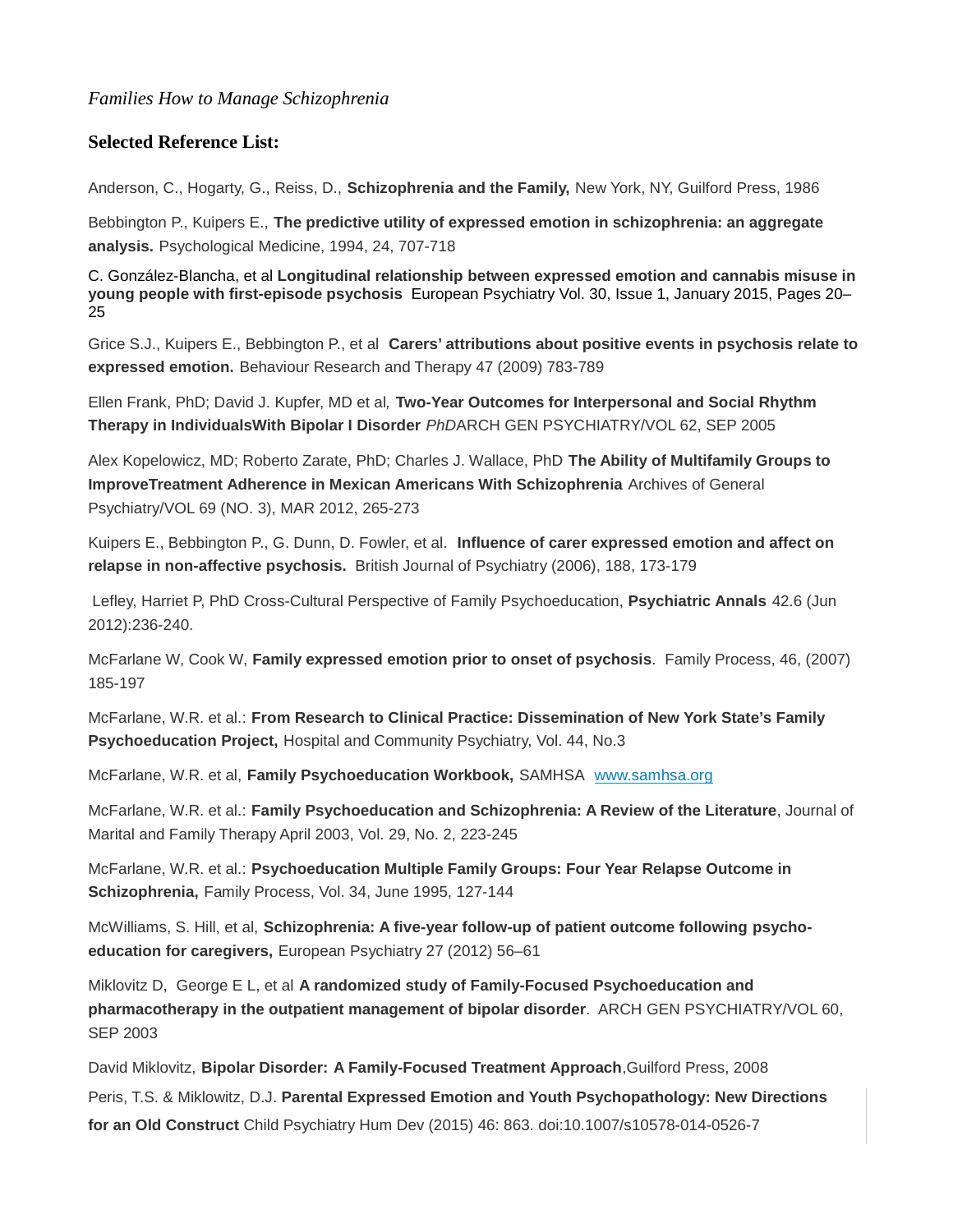*Families How to Manage Schizophrenia*

### Selected Reference List:

Anderson, C., Hogarty, G., Reiss, D., **Schizophrenia and the Family,** New York, NY, Guilford Press, 1986

Bebbington P., Kuipers E., **The predictive utility of expressed emotion in schizophrenia: an aggregate analysis.** Psychological Medicine, 1994, 24, 707-718

C. González-Blancha, et al **Longitudinal relationship between expressed emotion and cannabis misuse in young people with first-episode psychosis** European Psychiatry Vol. 30, Issue 1, January 2015, Pages 20–25

Grice S.J., Kuipers E., Bebbington P., et al **Carers' attributions about positive events in psychosis relate to expressed emotion.** Behaviour Research and Therapy 47 (2009) 783-789

Ellen Frank, PhD; David J. Kupfer, MD et al*,* **Two-Year Outcomes for Interpersonal and Social Rhythm Therapy in IndividualsWith Bipolar I Disorder** *PhD*ARCH GEN PSYCHIATRY/VOL 62, SEP 2005

Alex Kopelowicz, MD; Roberto Zarate, PhD; Charles J. Wallace, PhD **The Ability of Multifamily Groups to ImproveTreatment Adherence in Mexican Americans With Schizophrenia** Archives of General Psychiatry/VOL 69 (NO. 3), MAR 2012, 265-273

Kuipers E., Bebbington P., G. Dunn, D. Fowler, et al. **Influence of carer expressed emotion and affect on relapse in non-affective psychosis.** British Journal of Psychiatry (2006), 188, 173-179

Lefley, Harriet P, PhD Cross-Cultural Perspective of Family Psychoeducation, **Psychiatric Annals** 42.6 (Jun 2012):236-240.

McFarlane W, Cook W, **Family expressed emotion prior to onset of psychosis**. Family Process, 46, (2007) 185-197

McFarlane, W.R. et al.: **From Research to Clinical Practice: Dissemination of New York State's Family Psychoeducation Project,** Hospital and Community Psychiatry, Vol. 44, No.3

McFarlane, W.R. et al, **Family Psychoeducation Workbook,** SAMHSA www.samhsa.org

McFarlane, W.R. et al.: **Family Psychoeducation and Schizophrenia: A Review of the Literature**, Journal of Marital and Family Therapy April 2003, Vol. 29, No. 2, 223-245

McFarlane, W.R. et al.: **Psychoeducation Multiple Family Groups: Four Year Relapse Outcome in Schizophrenia,** Family Process, Vol. 34, June 1995, 127-144

McWilliams, S. Hill, et al, **Schizophrenia: A five-year follow-up of patient outcome following psycho-education for caregivers,** European Psychiatry 27 (2012) 56–61

Miklovitz D, George E L, et al **A randomized study of Family-Focused Psychoeducation and pharmacotherapy in the outpatient management of bipolar disorder**. ARCH GEN PSYCHIATRY/VOL 60, SEP 2003

David Miklovitz, **Bipolar Disorder: A Family-Focused Treatment Approach**,Guilford Press, 2008

Peris, T.S. & Miklowitz, D.J. **Parental Expressed Emotion and Youth Psychopathology: New Directions for an Old Construct** Child Psychiatry Hum Dev (2015) 46: 863. doi:10.1007/s10578-014-0526-7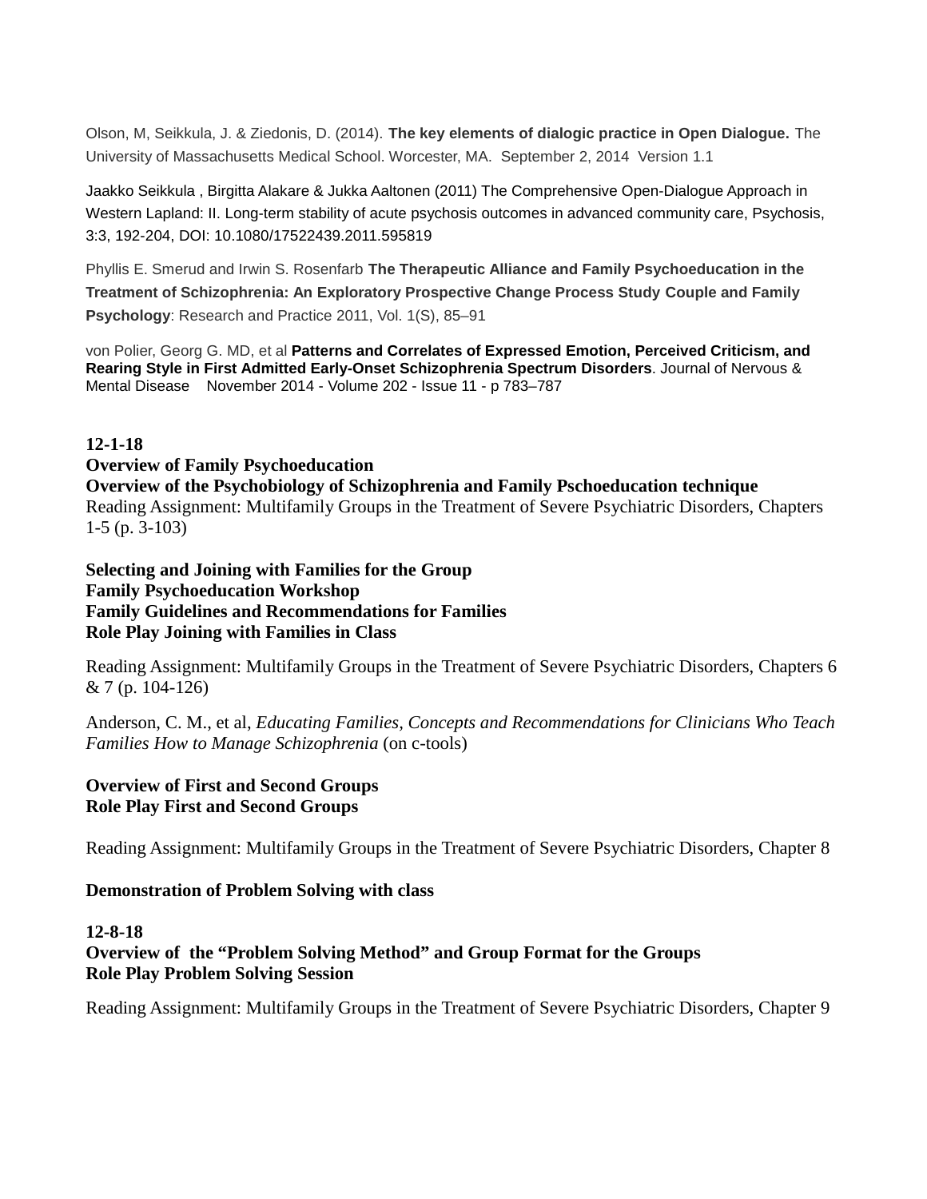Olson, M, Seikkula, J. & Ziedonis, D. (2014). **The key elements of dialogic practice in Open Dialogue.** The University of Massachusetts Medical School. Worcester, MA. September 2, 2014 Version 1.1

Jaakko Seikkula , Birgitta Alakare & Jukka Aaltonen (2011) The Comprehensive Open-Dialogue Approach in Western Lapland: II. Long-term stability of acute psychosis outcomes in advanced community care, Psychosis, 3:3, 192-204, DOI: 10.1080/17522439.2011.595819

Phyllis E. Smerud and Irwin S. Rosenfarb **The Therapeutic Alliance and Family Psychoeducation in the Treatment of Schizophrenia: An Exploratory Prospective Change Process Study Couple and Family Psychology**: Research and Practice 2011, Vol. 1(S), 85–91

von Polier, Georg G. MD, et al **Patterns and Correlates of Expressed Emotion, Perceived Criticism, and Rearing Style in First Admitted Early-Onset Schizophrenia Spectrum Disorders**. Journal of Nervous & Mental Disease November 2014 - Volume 202 - Issue 11 - p 783–787

**12-1-18**
**Overview of Family Psychoeducation**
**Overview of the Psychobiology of Schizophrenia and Family Pschoeducation technique**
Reading Assignment: Multifamily Groups in the Treatment of Severe Psychiatric Disorders, Chapters 1-5 (p. 3-103)

**Selecting and Joining with Families for the Group**
**Family Psychoeducation Workshop**
**Family Guidelines and Recommendations for Families**
**Role Play Joining with Families in Class**

Reading Assignment: Multifamily Groups in the Treatment of Severe Psychiatric Disorders, Chapters 6 & 7 (p. 104-126)

Anderson, C. M., et al, *Educating Families, Concepts and Recommendations for Clinicians Who Teach Families How to Manage Schizophrenia* (on c-tools)

**Overview of First and Second Groups**
**Role Play First and Second Groups**

Reading Assignment: Multifamily Groups in the Treatment of Severe Psychiatric Disorders, Chapter 8

**Demonstration of Problem Solving with class**

**12-8-18**
**Overview of the "Problem Solving Method" and Group Format for the Groups**
**Role Play Problem Solving Session**

Reading Assignment: Multifamily Groups in the Treatment of Severe Psychiatric Disorders, Chapter 9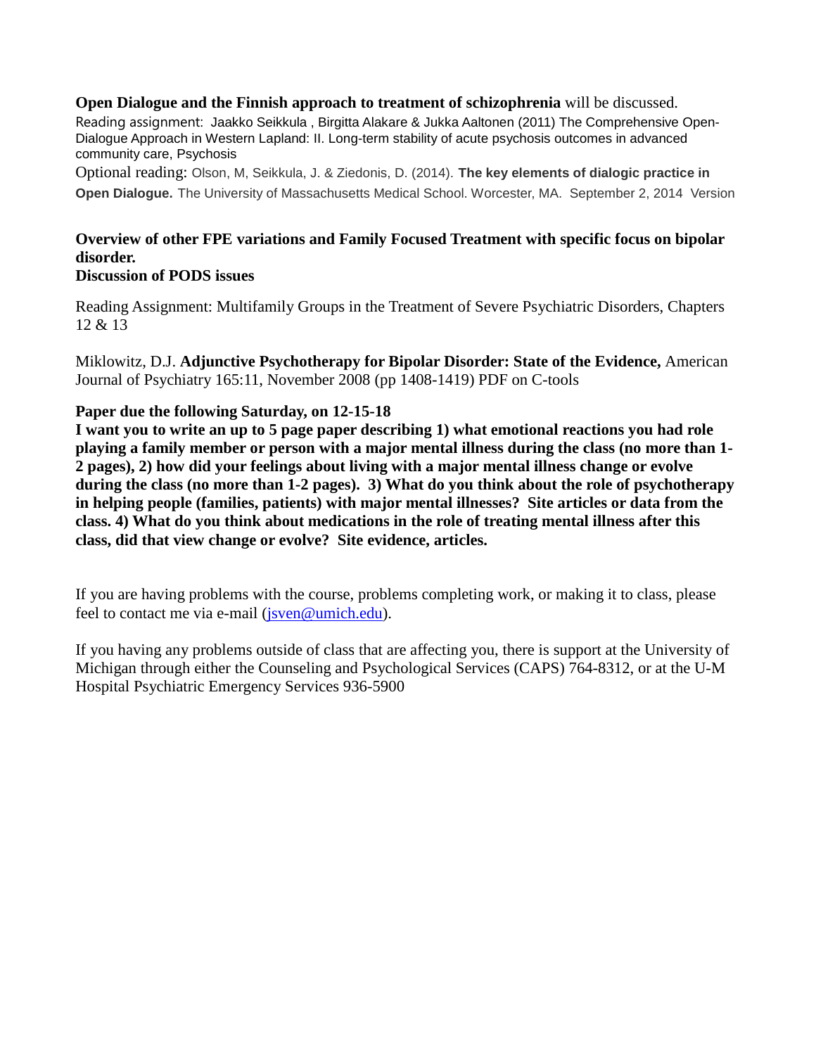**Open Dialogue and the Finnish approach to treatment of schizophrenia** will be discussed.

Reading assignment: Jaakko Seikkula , Birgitta Alakare & Jukka Aaltonen (2011) The Comprehensive Open-Dialogue Approach in Western Lapland: II. Long-term stability of acute psychosis outcomes in advanced community care, Psychosis

Optional reading: Olson, M, Seikkula, J. & Ziedonis, D. (2014). **The key elements of dialogic practice in Open Dialogue.** The University of Massachusetts Medical School. Worcester, MA. September 2, 2014 Version

**Overview of other FPE variations and Family Focused Treatment with specific focus on bipolar disorder.**
**Discussion of PODS issues**

Reading Assignment: Multifamily Groups in the Treatment of Severe Psychiatric Disorders, Chapters 12 & 13

Miklowitz, D.J. **Adjunctive Psychotherapy for Bipolar Disorder: State of the Evidence,** American Journal of Psychiatry 165:11, November 2008 (pp 1408-1419) PDF on C-tools

**Paper due the following Saturday, on 12-15-18**
**I want you to write an up to 5 page paper describing 1) what emotional reactions you had role playing a family member or person with a major mental illness during the class (no more than 1-2 pages), 2) how did your feelings about living with a major mental illness change or evolve during the class (no more than 1-2 pages). 3) What do you think about the role of psychotherapy in helping people (families, patients) with major mental illnesses? Site articles or data from the class. 4) What do you think about medications in the role of treating mental illness after this class, did that view change or evolve? Site evidence, articles.**

If you are having problems with the course, problems completing work, or making it to class, please feel to contact me via e-mail (jsven@umich.edu).

If you having any problems outside of class that are affecting you, there is support at the University of Michigan through either the Counseling and Psychological Services (CAPS) 764-8312, or at the U-M Hospital Psychiatric Emergency Services 936-5900